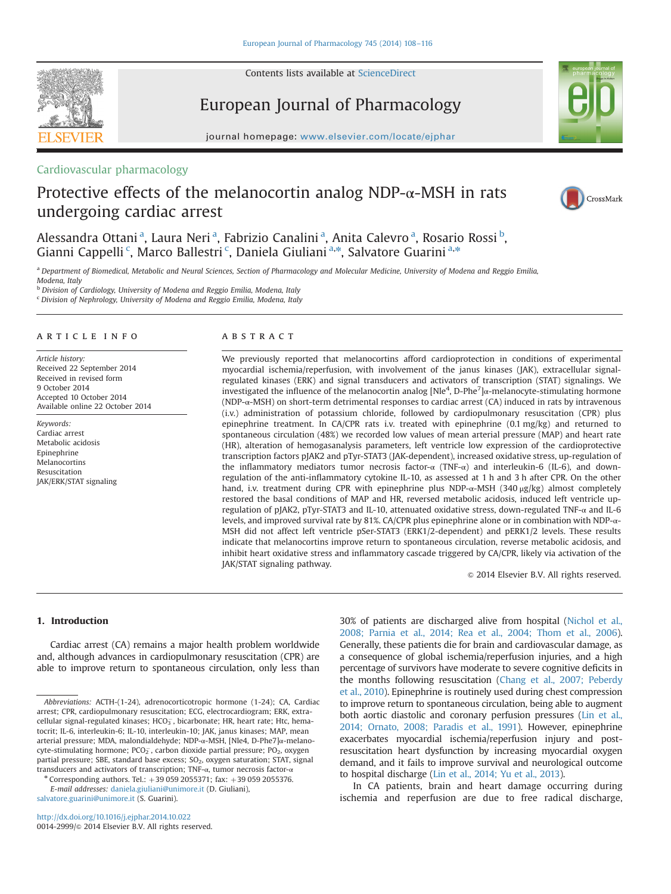Cardiovascular pharmacology

# Protective effects of the melanocortin analog NDP-α-MSH in rats undergoing cardiac arrest

Alessandra Ottani [a], Laura Neri [a], Fabrizio Canalini [a], Anita Calevro [a], Rosario Rossi [b], Gianni Cappelli [c], Marco Ballestri [c], Daniela Giuliani [a,*], Salvatore Guarini [a,*]

[a] Department of Biomedical, Metabolic and Neural Sciences, Section of Pharmacology and Molecular Medicine, University of Modena and Reggio Emilia, Modena, Italy
[b] Division of Cardiology, University of Modena and Reggio Emilia, Modena, Italy
[c] Division of Nephrology, University of Modena and Reggio Emilia, Modena, Italy

## ARTICLE INFO

*Article history:*
Received 22 September 2014
Received in revised form 9 October 2014
Accepted 10 October 2014
Available online 22 October 2014

*Keywords:*
Cardiac arrest
Metabolic acidosis
Epinephrine
Melanocortins
Resuscitation
JAK/ERK/STAT signaling

## ABSTRACT

We previously reported that melanocortins afford cardioprotection in conditions of experimental myocardial ischemia/reperfusion, with involvement of the janus kinases (JAK), extracellular signal-regulated kinases (ERK) and signal transducers and activators of transcription (STAT) signalings. We investigated the influence of the melanocortin analog [Nle[4], D-Phe[7]]α-melanocyte-stimulating hormone (NDP-α-MSH) on short-term detrimental responses to cardiac arrest (CA) induced in rats by intravenous (i.v.) administration of potassium chloride, followed by cardiopulmonary resuscitation (CPR) plus epinephrine treatment. In CA/CPR rats i.v. treated with epinephrine (0.1 mg/kg) and returned to spontaneous circulation (48%) we recorded low values of mean arterial pressure (MAP) and heart rate (HR), alteration of hemogasanalysis parameters, left ventricle low expression of the cardioprotective transcription factors pJAK2 and pTyr-STAT3 (JAK-dependent), increased oxidative stress, up-regulation of the inflammatory mediators tumor necrosis factor-α (TNF-α) and interleukin-6 (IL-6), and down-regulation of the anti-inflammatory cytokine IL-10, as assessed at 1 h and 3 h after CPR. On the other hand, i.v. treatment during CPR with epinephrine plus NDP-α-MSH (340 μg/kg) almost completely restored the basal conditions of MAP and HR, reversed metabolic acidosis, induced left ventricle up-regulation of pJAK2, pTyr-STAT3 and IL-10, attenuated oxidative stress, down-regulated TNF-α and IL-6 levels, and improved survival rate by 81%. CA/CPR plus epinephrine alone or in combination with NDP-α-MSH did not affect left ventricle pSer-STAT3 (ERK1/2-dependent) and pERK1/2 levels. These results indicate that melanocortins improve return to spontaneous circulation, reverse metabolic acidosis, and inhibit heart oxidative stress and inflammatory cascade triggered by CA/CPR, likely via activation of the JAK/STAT signaling pathway.

© 2014 Elsevier B.V. All rights reserved.

## 1. Introduction

Cardiac arrest (CA) remains a major health problem worldwide and, although advances in cardiopulmonary resuscitation (CPR) are able to improve return to spontaneous circulation, only less than 30% of patients are discharged alive from hospital (Nichol et al., 2008; Parnia et al., 2014; Rea et al., 2004; Thom et al., 2006). Generally, these patients die for brain and cardiovascular damage, as a consequence of global ischemia/reperfusion injuries, and a high percentage of survivors have moderate to severe cognitive deficits in the months following resuscitation (Chang et al., 2007; Peberdy et al., 2010). Epinephrine is routinely used during chest compression to improve return to spontaneous circulation, being able to augment both aortic diastolic and coronary perfusion pressures (Lin et al., 2014; Ornato, 2008; Paradis et al., 1991). However, epinephrine exacerbates myocardial ischemia/reperfusion injury and post-resuscitation heart dysfunction by increasing myocardial oxygen demand, and it fails to improve survival and neurological outcome to hospital discharge (Lin et al., 2014; Yu et al., 2013).

In CA patients, brain and heart damage occurring during ischemia and reperfusion are due to free radical discharge,

---

*Abbreviations:* ACTH-(1-24), adrenocorticotropic hormone (1-24); CA, Cardiac arrest; CPR, cardiopulmonary resuscitation; ECG, electrocardiogram; ERK, extracellular signal-regulated kinases; $HCO_3^-$, bicarbonate; HR, heart rate; Htc, hematocrit; IL-6, interleukin-6; IL-10, interleukin-10; JAK, janus kinases; MAP, mean arterial pressure; MDA, malondialdehyde; NDP-α-MSH, [Nle4, D-Phe7]α-melanocyte-stimulating hormone; $PCO_2^-$, carbon dioxide partial pressure; $PO_2$, oxygen partial pressure; SBE, standard base excess; $SO_2$, oxygen saturation; STAT, signal transducers and activators of transcription; TNF-α, tumor necrosis factor-α

\* Corresponding authors. Tel.: +39 059 2055371; fax: +39 059 2055376.
*E-mail addresses:* daniela.giuliani@unimore.it (D. Giuliani), salvatore.guarini@unimore.it (S. Guarini).

http://dx.doi.org/10.1016/j.ejphar.2014.10.022
0014-2999/© 2014 Elsevier B.V. All rights reserved.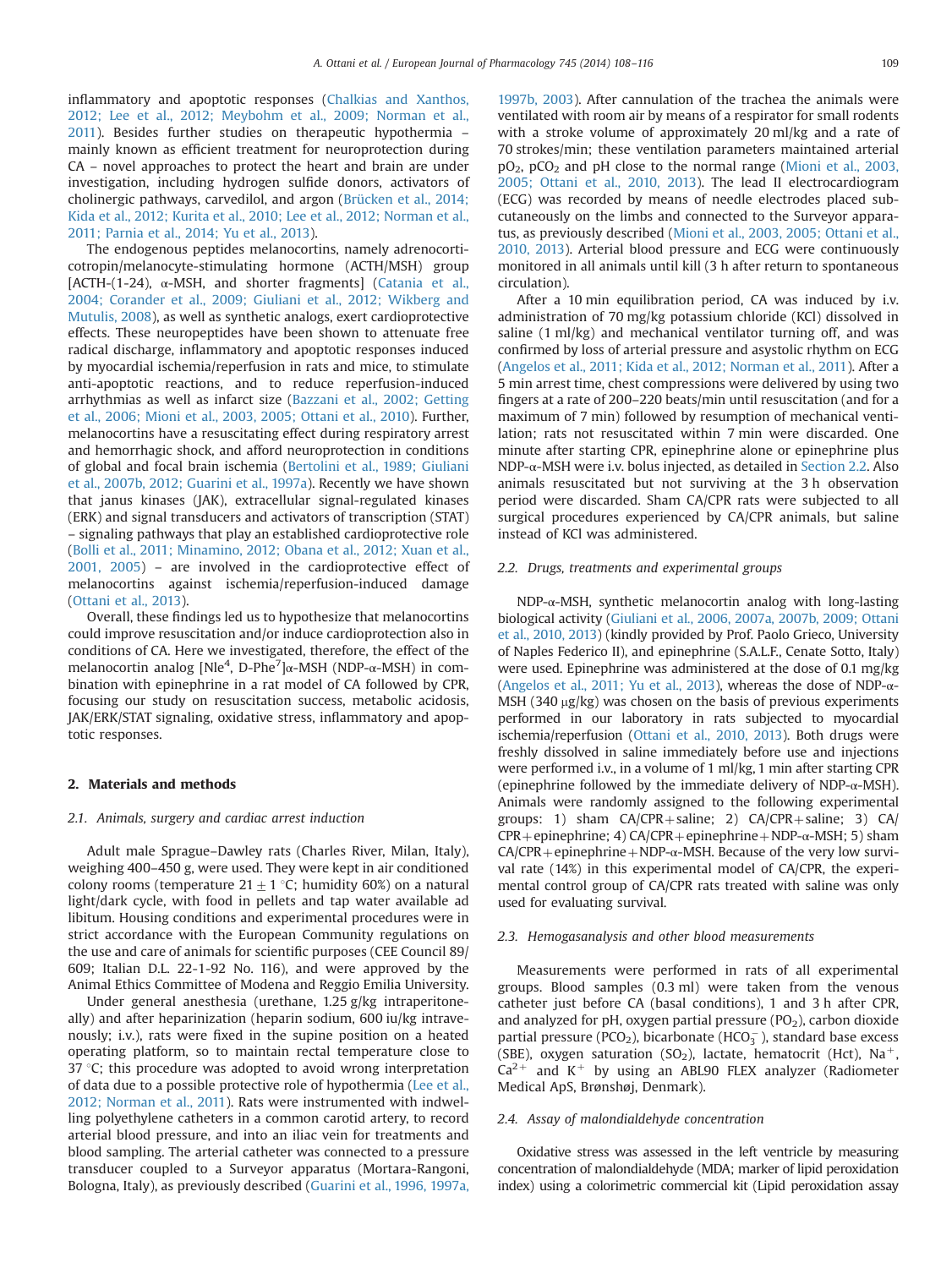inflammatory and apoptotic responses (Chalkias and Xanthos, 2012; Lee et al., 2012; Meybohm et al., 2009; Norman et al., 2011). Besides further studies on therapeutic hypothermia – mainly known as efficient treatment for neuroprotection during CA – novel approaches to protect the heart and brain are under investigation, including hydrogen sulfide donors, activators of cholinergic pathways, carvedilol, and argon (Brücken et al., 2014; Kida et al., 2012; Kurita et al., 2010; Lee et al., 2012; Norman et al., 2011; Parnia et al., 2014; Yu et al., 2013).

The endogenous peptides melanocortins, namely adrenocorticotropin/melanocyte-stimulating hormone (ACTH/MSH) group [ACTH-(1-24), α-MSH, and shorter fragments] (Catania et al., 2004; Corander et al., 2009; Giuliani et al., 2012; Wikberg and Mutulis, 2008), as well as synthetic analogs, exert cardioprotective effects. These neuropeptides have been shown to attenuate free radical discharge, inflammatory and apoptotic responses induced by myocardial ischemia/reperfusion in rats and mice, to stimulate anti-apoptotic reactions, and to reduce reperfusion-induced arrhythmias as well as infarct size (Bazzani et al., 2002; Getting et al., 2006; Mioni et al., 2003, 2005; Ottani et al., 2010). Further, melanocortins have a resuscitating effect during respiratory arrest and hemorrhagic shock, and afford neuroprotection in conditions of global and focal brain ischemia (Bertolini et al., 1989; Giuliani et al., 2007b, 2012; Guarini et al., 1997a). Recently we have shown that janus kinases (JAK), extracellular signal-regulated kinases (ERK) and signal transducers and activators of transcription (STAT) – signaling pathways that play an established cardioprotective role (Bolli et al., 2011; Minamino, 2012; Obana et al., 2012; Xuan et al., 2001, 2005) – are involved in the cardioprotective effect of melanocortins against ischemia/reperfusion-induced damage (Ottani et al., 2013).

Overall, these findings led us to hypothesize that melanocortins could improve resuscitation and/or induce cardioprotection also in conditions of CA. Here we investigated, therefore, the effect of the melanocortin analog [Nle[4], D-Phe[7]]α-MSH (NDP-α-MSH) in combination with epinephrine in a rat model of CA followed by CPR, focusing our study on resuscitation success, metabolic acidosis, JAK/ERK/STAT signaling, oxidative stress, inflammatory and apoptotic responses.

## 2. Materials and methods

### 2.1. Animals, surgery and cardiac arrest induction

Adult male Sprague–Dawley rats (Charles River, Milan, Italy), weighing 400–450 g, were used. They were kept in air conditioned colony rooms (temperature 21 ± 1 °C; humidity 60%) on a natural light/dark cycle, with food in pellets and tap water available ad libitum. Housing conditions and experimental procedures were in strict accordance with the European Community regulations on the use and care of animals for scientific purposes (CEE Council 89/609; Italian D.L. 22-1-92 No. 116), and were approved by the Animal Ethics Committee of Modena and Reggio Emilia University.

Under general anesthesia (urethane, 1.25 g/kg intraperitoneally) and after heparinization (heparin sodium, 600 iu/kg intravenously; i.v.), rats were fixed in the supine position on a heated operating platform, so to maintain rectal temperature close to 37 °C; this procedure was adopted to avoid wrong interpretation of data due to a possible protective role of hypothermia (Lee et al., 2012; Norman et al., 2011). Rats were instrumented with indwelling polyethylene catheters in a common carotid artery, to record arterial blood pressure, and into an iliac vein for treatments and blood sampling. The arterial catheter was connected to a pressure transducer coupled to a Surveyor apparatus (Mortara-Rangoni, Bologna, Italy), as previously described (Guarini et al., 1996, 1997a, 1997b, 2003). After cannulation of the trachea the animals were ventilated with room air by means of a respirator for small rodents with a stroke volume of approximately 20 ml/kg and a rate of 70 strokes/min; these ventilation parameters maintained arterial $pO_2$, $pCO_2$ and pH close to the normal range (Mioni et al., 2003, 2005; Ottani et al., 2010, 2013). The lead II electrocardiogram (ECG) was recorded by means of needle electrodes placed subcutaneously on the limbs and connected to the Surveyor apparatus, as previously described (Mioni et al., 2003, 2005; Ottani et al., 2010, 2013). Arterial blood pressure and ECG were continuously monitored in all animals until kill (3 h after return to spontaneous circulation).

After a 10 min equilibration period, CA was induced by i.v. administration of 70 mg/kg potassium chloride (KCl) dissolved in saline (1 ml/kg) and mechanical ventilator turning off, and was confirmed by loss of arterial pressure and asystolic rhythm on ECG (Angelos et al., 2011; Kida et al., 2012; Norman et al., 2011). After a 5 min arrest time, chest compressions were delivered by using two fingers at a rate of 200–220 beats/min until resuscitation (and for a maximum of 7 min) followed by resumption of mechanical ventilation; rats not resuscitated within 7 min were discarded. One minute after starting CPR, epinephrine alone or epinephrine plus NDP-α-MSH were i.v. bolus injected, as detailed in Section 2.2. Also animals resuscitated but not surviving at the 3 h observation period were discarded. Sham CA/CPR rats were subjected to all surgical procedures experienced by CA/CPR animals, but saline instead of KCl was administered.

### 2.2. Drugs, treatments and experimental groups

NDP-α-MSH, synthetic melanocortin analog with long-lasting biological activity (Giuliani et al., 2006, 2007a, 2007b, 2009; Ottani et al., 2010, 2013) (kindly provided by Prof. Paolo Grieco, University of Naples Federico II), and epinephrine (S.A.L.F., Cenate Sotto, Italy) were used. Epinephrine was administered at the dose of 0.1 mg/kg (Angelos et al., 2011; Yu et al., 2013), whereas the dose of NDP-α-MSH (340 μg/kg) was chosen on the basis of previous experiments performed in our laboratory in rats subjected to myocardial ischemia/reperfusion (Ottani et al., 2010, 2013). Both drugs were freshly dissolved in saline immediately before use and injections were performed i.v., in a volume of 1 ml/kg, 1 min after starting CPR (epinephrine followed by the immediate delivery of NDP-α-MSH). Animals were randomly assigned to the following experimental groups: 1) sham CA/CPR+saline; 2) CA/CPR+saline; 3) CA/CPR+epinephrine; 4) CA/CPR+epinephrine+NDP-α-MSH; 5) sham CA/CPR+epinephrine+NDP-α-MSH. Because of the very low survival rate (14%) in this experimental model of CA/CPR, the experimental control group of CA/CPR rats treated with saline was only used for evaluating survival.

### 2.3. Hemogasanalysis and other blood measurements

Measurements were performed in rats of all experimental groups. Blood samples (0.3 ml) were taken from the venous catheter just before CA (basal conditions), 1 and 3 h after CPR, and analyzed for pH, oxygen partial pressure ($PO_2$), carbon dioxide partial pressure ($PCO_2$), bicarbonate ($HCO_3^-$), standard base excess (SBE), oxygen saturation ($SO_2$), lactate, hematocrit (Hct), $Na^+$, $Ca^{2+}$ and $K^+$ by using an ABL90 FLEX analyzer (Radiometer Medical ApS, Brønshøj, Denmark).

### 2.4. Assay of malondialdehyde concentration

Oxidative stress was assessed in the left ventricle by measuring concentration of malondialdehyde (MDA; marker of lipid peroxidation index) using a colorimetric commercial kit (Lipid peroxidation assay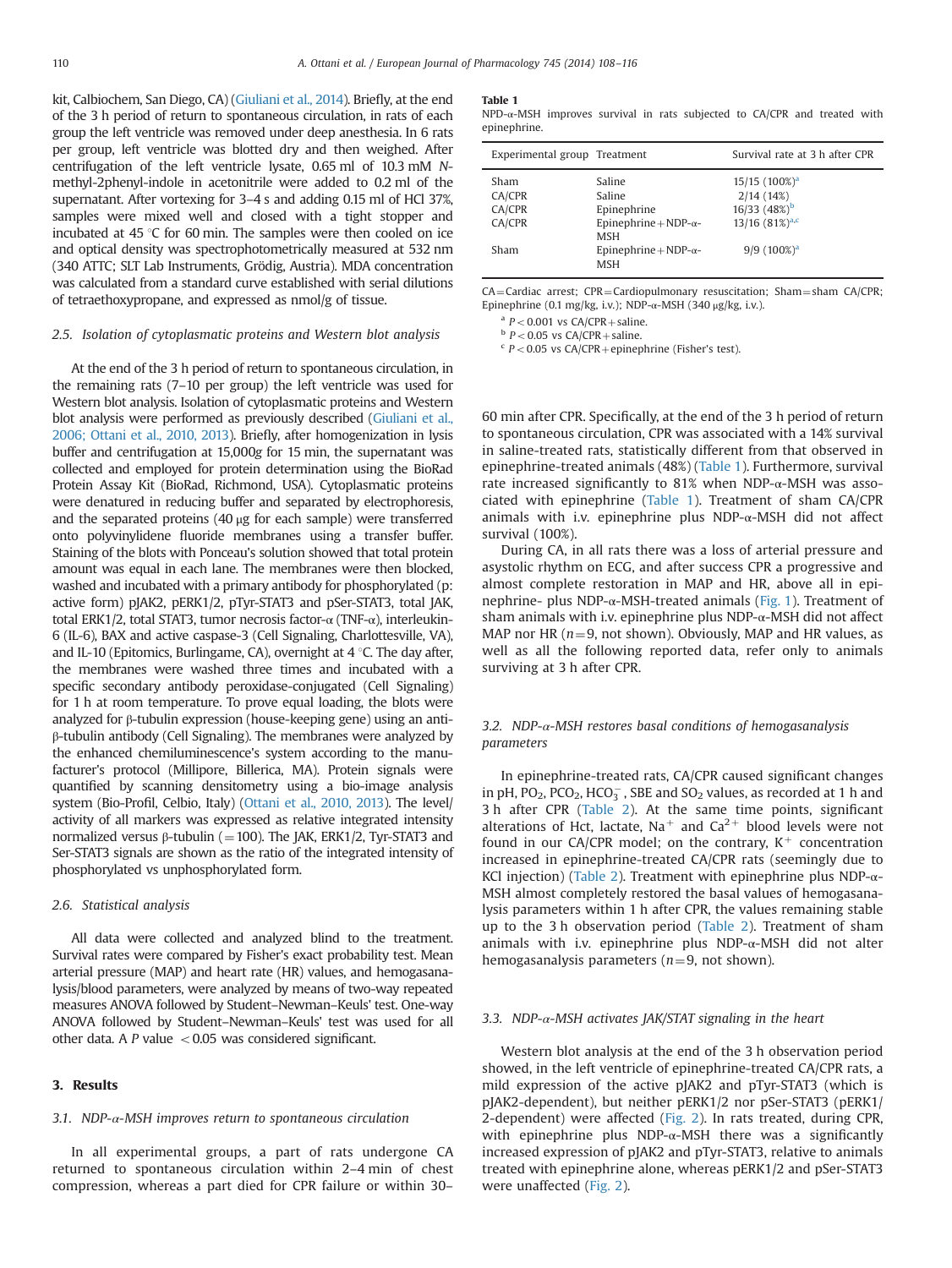kit, Calbiochem, San Diego, CA) (Giuliani et al., 2014). Briefly, at the end of the 3 h period of return to spontaneous circulation, in rats of each group the left ventricle was removed under deep anesthesia. In 6 rats per group, left ventricle was blotted dry and then weighed. After centrifugation of the left ventricle lysate, 0.65 ml of 10.3 mM N-methyl-2phenyl-indole in acetonitrile were added to 0.2 ml of the supernatant. After vortexing for 3–4 s and adding 0.15 ml of HCl 37%, samples were mixed well and closed with a tight stopper and incubated at 45 °C for 60 min. The samples were then cooled on ice and optical density was spectrophotometrically measured at 532 nm (340 ATTC; SLT Lab Instruments, Grödig, Austria). MDA concentration was calculated from a standard curve established with serial dilutions of tetraethoxypropane, and expressed as nmol/g of tissue.

### 2.5. Isolation of cytoplasmatic proteins and Western blot analysis

At the end of the 3 h period of return to spontaneous circulation, in the remaining rats (7–10 per group) the left ventricle was used for Western blot analysis. Isolation of cytoplasmatic proteins and Western blot analysis were performed as previously described (Giuliani et al., 2006; Ottani et al., 2010, 2013). Briefly, after homogenization in lysis buffer and centrifugation at 15,000g for 15 min, the supernatant was collected and employed for protein determination using the BioRad Protein Assay Kit (BioRad, Richmond, USA). Cytoplasmatic proteins were denatured in reducing buffer and separated by electrophoresis, and the separated proteins (40 μg for each sample) were transferred onto polyvinylidene fluoride membranes using a transfer buffer. Staining of the blots with Ponceau's solution showed that total protein amount was equal in each lane. The membranes were then blocked, washed and incubated with a primary antibody for phosphorylated (p: active form) pJAK2, pERK1/2, pTyr-STAT3 and pSer-STAT3, total JAK, total ERK1/2, total STAT3, tumor necrosis factor-α (TNF-α), interleukin-6 (IL-6), BAX and active caspase-3 (Cell Signaling, Charlottesville, VA), and IL-10 (Epitomics, Burlingame, CA), overnight at 4 °C. The day after, the membranes were washed three times and incubated with a specific secondary antibody peroxidase-conjugated (Cell Signaling) for 1 h at room temperature. To prove equal loading, the blots were analyzed for β-tubulin expression (house-keeping gene) using an anti-β-tubulin antibody (Cell Signaling). The membranes were analyzed by the enhanced chemiluminescence's system according to the manufacturer's protocol (Millipore, Billerica, MA). Protein signals were quantified by scanning densitometry using a bio-image analysis system (Bio-Profil, Celbio, Italy) (Ottani et al., 2010, 2013). The level/activity of all markers was expressed as relative integrated intensity normalized versus β-tubulin (=100). The JAK, ERK1/2, Tyr-STAT3 and Ser-STAT3 signals are shown as the ratio of the integrated intensity of phosphorylated vs unphosphorylated form.

### 2.6. Statistical analysis

All data were collected and analyzed blind to the treatment. Survival rates were compared by Fisher's exact probability test. Mean arterial pressure (MAP) and heart rate (HR) values, and hemogasanalysis/blood parameters, were analyzed by means of two-way repeated measures ANOVA followed by Student–Newman–Keuls' test. One-way ANOVA followed by Student–Newman–Keuls' test was used for all other data. A $P$ value $<0.05$ was considered significant.

## 3. Results

### 3.1. NDP-α-MSH improves return to spontaneous circulation

In all experimental groups, a part of rats undergone CA returned to spontaneous circulation within 2–4 min of chest compression, whereas a part died for CPR failure or within 30–60 min after CPR. Specifically, at the end of the 3 h period of return to spontaneous circulation, CPR was associated with a 14% survival in saline-treated rats, statistically different from that observed in epinephrine-treated animals (48%) (Table 1). Furthermore, survival rate increased significantly to 81% when NDP-α-MSH was associated with epinephrine (Table 1). Treatment of sham CA/CPR animals with i.v. epinephrine plus NDP-α-MSH did not affect survival (100%).

**Table 1**
NPD-α-MSH improves survival in rats subjected to CA/CPR and treated with epinephrine.

| Experimental group | Treatment | Survival rate at 3 h after CPR |
|---|---|---|
| Sham | Saline | 15/15 (100%)[a] |
| CA/CPR | Saline | 2/14 (14%) |
| CA/CPR | Epinephrine | 16/33 (48%)[b] |
| CA/CPR | Epinephrine+NDP-α-MSH | 13/16 (81%)[a,c] |
| Sham | Epinephrine+NDP-α-MSH | 9/9 (100%)[a] |

CA=Cardiac arrest; CPR=Cardiopulmonary resuscitation; Sham=sham CA/CPR; Epinephrine (0.1 mg/kg, i.v.); NDP-α-MSH (340 μg/kg, i.v.).

[a] $P<0.001$ vs CA/CPR+saline.

[b] $P<0.05$ vs CA/CPR+saline.

[c] $P<0.05$ vs CA/CPR+epinephrine (Fisher's test).

During CA, in all rats there was a loss of arterial pressure and asystolic rhythm on ECG, and after success CPR a progressive and almost complete restoration in MAP and HR, above all in epinephrine- plus NDP-α-MSH-treated animals (Fig. 1). Treatment of sham animals with i.v. epinephrine plus NDP-α-MSH did not affect MAP nor HR ($n=9$, not shown). Obviously, MAP and HR values, as well as all the following reported data, refer only to animals surviving at 3 h after CPR.

### 3.2. NDP-α-MSH restores basal conditions of hemogasanalysis parameters

In epinephrine-treated rats, CA/CPR caused significant changes in pH, $PO_2$, $PCO_2$, $HCO_3^-$, SBE and $SO_2$ values, as recorded at 1 h and 3 h after CPR (Table 2). At the same time points, significant alterations of Hct, lactate, $Na^+$ and $Ca^{2+}$ blood levels were not found in our CA/CPR model; on the contrary, $K^+$ concentration increased in epinephrine-treated CA/CPR rats (seemingly due to KCl injection) (Table 2). Treatment with epinephrine plus NDP-α-MSH almost completely restored the basal values of hemogasanalysis parameters within 1 h after CPR, the values remaining stable up to the 3 h observation period (Table 2). Treatment of sham animals with i.v. epinephrine plus NDP-α-MSH did not alter hemogasanalysis parameters ($n=9$, not shown).

### 3.3. NDP-α-MSH activates JAK/STAT signaling in the heart

Western blot analysis at the end of the 3 h observation period showed, in the left ventricle of epinephrine-treated CA/CPR rats, a mild expression of the active pJAK2 and pTyr-STAT3 (which is pJAK2-dependent), but neither pERK1/2 nor pSer-STAT3 (pERK1/2-dependent) were affected (Fig. 2). In rats treated, during CPR, with epinephrine plus NDP-α-MSH there was a significantly increased expression of pJAK2 and pTyr-STAT3, relative to animals treated with epinephrine alone, whereas pERK1/2 and pSer-STAT3 were unaffected (Fig. 2).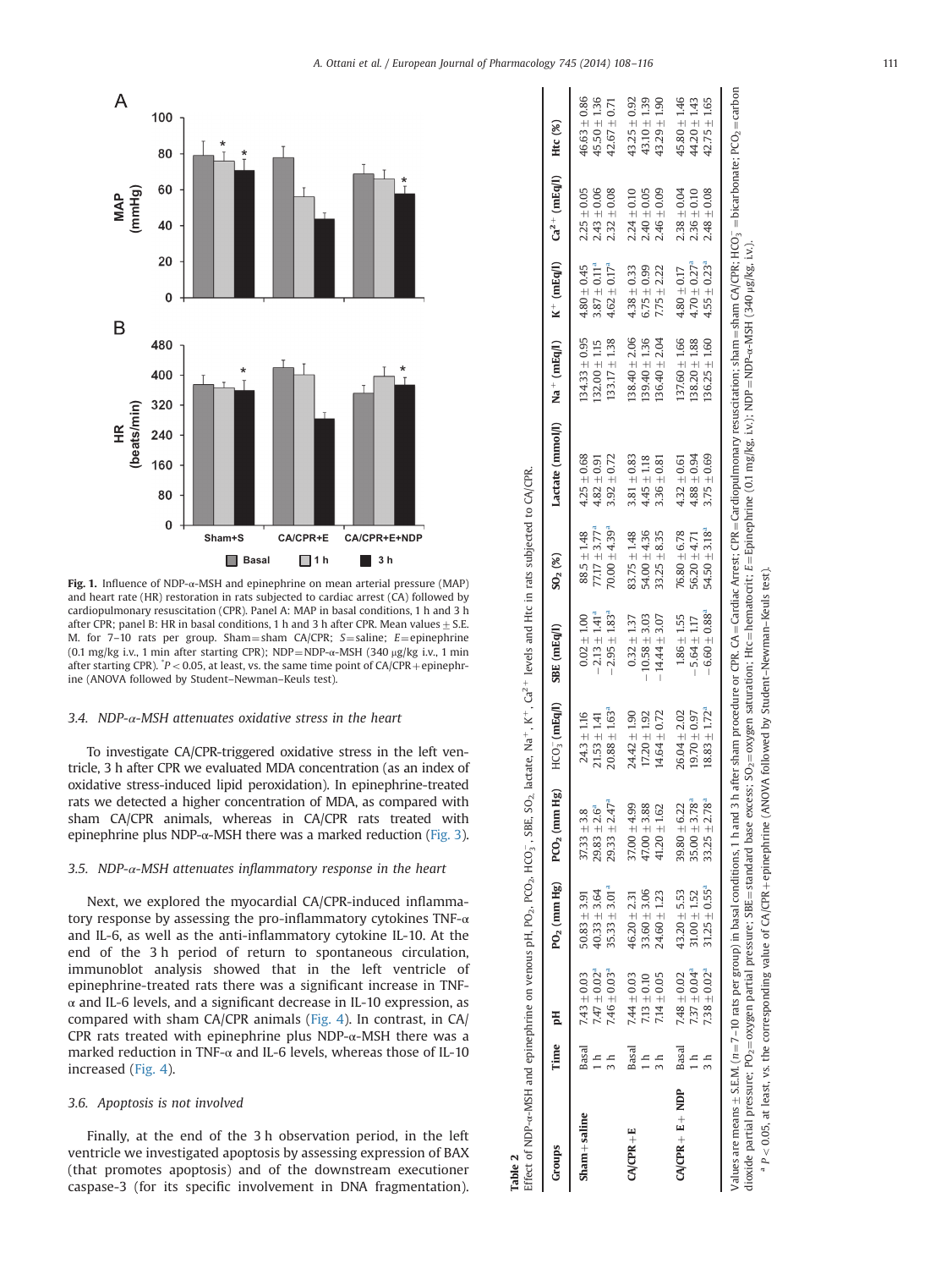**Fig. 1.** Influence of NDP-α-MSH and epinephrine on mean arterial pressure (MAP) and heart rate (HR) restoration in rats subjected to cardiac arrest (CA) followed by cardiopulmonary resuscitation (CPR). Panel A: MAP in basal conditions, 1 h and 3 h after CPR; panel B: HR in basal conditions, 1 h and 3 h after CPR. Mean values ± S.E.M. for 7–10 rats per group. Sham = sham CA/CPR; S = saline; E = epinephrine (0.1 mg/kg i.v., 1 min after starting CPR); NDP = NDP-α-MSH (340 μg/kg i.v., 1 min after starting CPR). *$P < 0.05$, at least, vs. the same time point of CA/CPR + epinephrine (ANOVA followed by Student–Newman–Keuls test).

### 3.4. NDP-α-MSH attenuates oxidative stress in the heart

To investigate CA/CPR-triggered oxidative stress in the left ventricle, 3 h after CPR we evaluated MDA concentration (as an index of oxidative stress-induced lipid peroxidation). In epinephrine-treated rats we detected a higher concentration of MDA, as compared with sham CA/CPR animals, whereas in CA/CPR rats treated with epinephrine plus NDP-α-MSH there was a marked reduction (Fig. 3).

### 3.5. NDP-α-MSH attenuates inflammatory response in the heart

Next, we explored the myocardial CA/CPR-induced inflammatory response by assessing the pro-inflammatory cytokines TNF-α and IL-6, as well as the anti-inflammatory cytokine IL-10. At the end of the 3 h period of return to spontaneous circulation, immunoblot analysis showed that in the left ventricle of epinephrine-treated rats there was a significant increase in TNF-α and IL-6 levels, and a significant decrease in IL-10 expression, as compared with sham CA/CPR animals (Fig. 4). In contrast, in CA/CPR rats treated with epinephrine plus NDP-α-MSH there was a marked reduction in TNF-α and IL-6 levels, whereas those of IL-10 increased (Fig. 4).

### 3.6. Apoptosis is not involved

Finally, at the end of the 3 h observation period, in the left ventricle we investigated apoptosis by assessing expression of BAX (that promotes apoptosis) and of the downstream executioner caspase-3 (for its specific involvement in DNA fragmentation).

**Table 2**
Effect of NDP-α-MSH and epinephrine on venous pH, $PO_2$, $PCO_2$, $HCO_3^-$, SBE, $SO_2$, lactate, $Na^+$, $K^+$, $Ca^{2+}$ levels and Htc in rats subjected to CA/CPR.

| Groups | Time | pH | $PO_2$ (mm Hg) | $PCO_2$ (mm Hg) | $HCO_3^-$ (mEq/l) | SBE (mEq/l) | $SO_2$ (%) | Lactate (mmol/l) | $Na^+$ (mEq/l) | $K^+$ (mEq/l) | $Ca^{2+}$ (mEq/l) | Htc (%) |
|---|---|---|---|---|---|---|---|---|---|---|---|---|
| **Sham + saline** | Basal | 7.43 ± 0.03 | 50.83 ± 3.91 | 37.33 ± 3.8 | 24.3 ± 1.16 | 0.02 ± 1.00 | 88.5 ± 1.48 | 4.25 ± 0.68 | 134.33 ± 0.95 | 4.80 ± 0.45 | 2.25 ± 0.05 | 46.63 ± 0.86 |
| | 1 h | 7.47 ± 0.02[a] | 40.33 ± 3.64 | 29.83 ± 2.6[a] | 21.53 ± 1.41 | −2.13 ± 1.41[a] | 77.17 ± 3.77[a] | 4.82 ± 0.91 | 132.00 ± 1.15 | 3.87 ± 0.11[a] | 2.43 ± 0.06 | 45.50 ± 1.36 |
| | 3 h | 7.46 ± 0.03[a] | 35.33 ± 3.01[a] | 29.33 ± 2.47[a] | 20.88 ± 1.63[a] | −2.95 ± 1.83[a] | 70.00 ± 4.39[a] | 3.92 ± 0.72 | 133.17 ± 1.38 | 4.62 ± 0.17[a] | 2.32 ± 0.08 | 42.67 ± 0.71 |
| **CA/CPR + E** | Basal | 7.44 ± 0.03 | 46.20 ± 2.31 | 37.00 ± 4.99 | 24.42 ± 1.90 | 0.32 ± 1.37 | 83.75 ± 1.48 | 3.81 ± 0.83 | 138.40 ± 2.06 | 4.38 ± 0.33 | 2.24 ± 0.10 | 43.25 ± 0.92 |
| | 1 h | 7.13 ± 0.10 | 33.60 ± 3.06 | 47.00 ± 3.88 | 17.20 ± 1.92 | −10.58 ± 3.03 | 54.00 ± 4.36 | 4.45 ± 1.18 | 139.40 ± 1.36 | 6.75 ± 0.99 | 2.40 ± 0.05 | 43.10 ± 1.39 |
| | 3 h | 7.14 ± 0.05 | 24.60 ± 1.23 | 41.20 ± 1.62 | 14.64 ± 0.72 | −14.44 ± 3.07 | 33.25 ± 8.35 | 3.36 ± 0.81 | 136.40 ± 2.04 | 7.75 ± 2.22 | 2.46 ± 0.09 | 43.29 ± 1.90 |
| **CA/CPR + E + NDP** | Basal | 7.48 ± 0.02 | 43.20 ± 5.53 | 39.80 ± 6.22 | 26.04 ± 2.02 | 1.86 ± 1.55 | 76.80 ± 6.78 | 4.32 ± 0.61 | 137.60 ± 1.66 | 4.80 ± 0.17 | 2.38 ± 0.04 | 45.80 ± 1.46 |
| | 1 h | 7.37 ± 0.04[a] | 31.00 ± 1.52 | 35.00 ± 3.78[a] | 19.70 ± 0.97 | −5.64 ± 1.17 | 56.20 ± 4.71 | 4.88 ± 0.94 | 138.20 ± 1.88 | 4.70 ± 0.27[a] | 2.36 ± 0.10 | 44.20 ± 1.43 |
| | 3 h | 7.38 ± 0.02[a] | 31.25 ± 0.55[a] | 33.25 ± 2.78[a] | 18.83 ± 1.72[a] | −6.60 ± 0.88[a] | 54.50 ± 3.18[a] | 3.75 ± 0.69 | 136.25 ± 1.60 | 4.55 ± 0.23[a] | 2.48 ± 0.08 | 42.75 ± 1.65 |

Values are means ± S.E.M. ($n$ = 7–10 rats per group) in basal conditions, 1 h and 3 h after sham procedure or CPR. CA = Cardiac Arrest; CPR = Cardiopulmonary resuscitation; sham = sham CA/CPR; $HCO_3^-$ = bicarbonate; $PCO_2$ = carbon dioxide partial pressure; $PO_2$ = oxygen partial pressure; SBE = standard base excess; $SO_2$ = oxygen saturation; Htc = hematocrit; E = Epinephrine (0.1 mg/kg, i.v.); NDP = NDP-α-MSH (340 μg/kg, i.v.).

[a] $P < 0.05$, at least, vs. the corresponding value of CA/CPR + epinephrine (ANOVA followed by Student–Newman–Keuls test).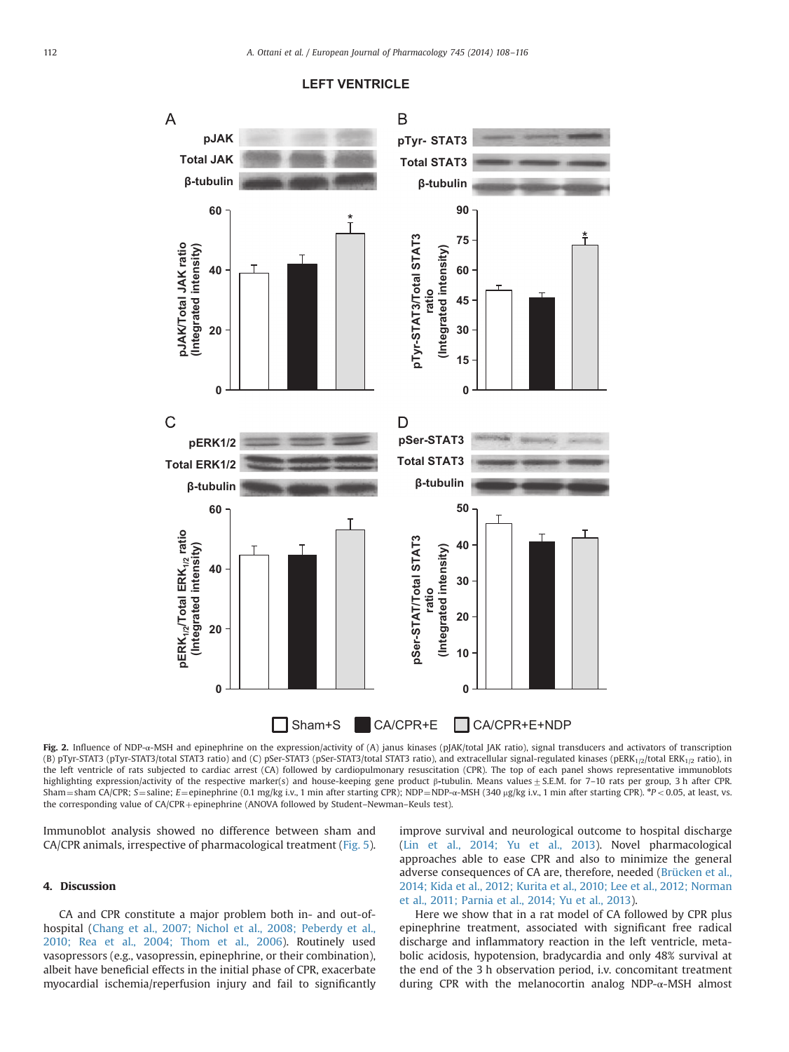**Fig. 2.** Influence of NDP-α-MSH and epinephrine on the expression/activity of (A) janus kinases (pJAK/total JAK ratio), signal transducers and activators of transcription (B) pTyr-STAT3 (pTyr-STAT3/total STAT3 ratio) and (C) pSer-STAT3 (pSer-STAT3/total STAT3 ratio), and extracellular signal-regulated kinases ($pERK_{1/2}$/total $ERK_{1/2}$ ratio), in the left ventricle of rats subjected to cardiac arrest (CA) followed by cardiopulmonary resuscitation (CPR). The top of each panel shows representative immunoblots highlighting expression/activity of the respective marker(s) and house-keeping gene product β-tubulin. Means values ± S.E.M. for 7–10 rats per group, 3 h after CPR. Sham = sham CA/CPR; S = saline; E = epinephrine (0.1 mg/kg i.v., 1 min after starting CPR); NDP = NDP-α-MSH (340 μg/kg i.v., 1 min after starting CPR). *$P < 0.05$, at least, vs. the corresponding value of CA/CPR + epinephrine (ANOVA followed by Student–Newman–Keuls test).

Immunoblot analysis showed no difference between sham and CA/CPR animals, irrespective of pharmacological treatment (Fig. 5).

## 4. Discussion

CA and CPR constitute a major problem both in- and out-of-hospital (Chang et al., 2007; Nichol et al., 2008; Peberdy et al., 2010; Rea et al., 2004; Thom et al., 2006). Routinely used vasopressors (e.g., vasopressin, epinephrine, or their combination), albeit have beneficial effects in the initial phase of CPR, exacerbate myocardial ischemia/reperfusion injury and fail to significantly improve survival and neurological outcome to hospital discharge (Lin et al., 2014; Yu et al., 2013). Novel pharmacological approaches able to ease CPR and also to minimize the general adverse consequences of CA are, therefore, needed (Brücken et al., 2014; Kida et al., 2012; Kurita et al., 2010; Lee et al., 2012; Norman et al., 2011; Parnia et al., 2014; Yu et al., 2013).

Here we show that in a rat model of CA followed by CPR plus epinephrine treatment, associated with significant free radical discharge and inflammatory reaction in the left ventricle, metabolic acidosis, hypotension, bradycardia and only 48% survival at the end of the 3 h observation period, i.v. concomitant treatment during CPR with the melanocortin analog NDP-α-MSH almost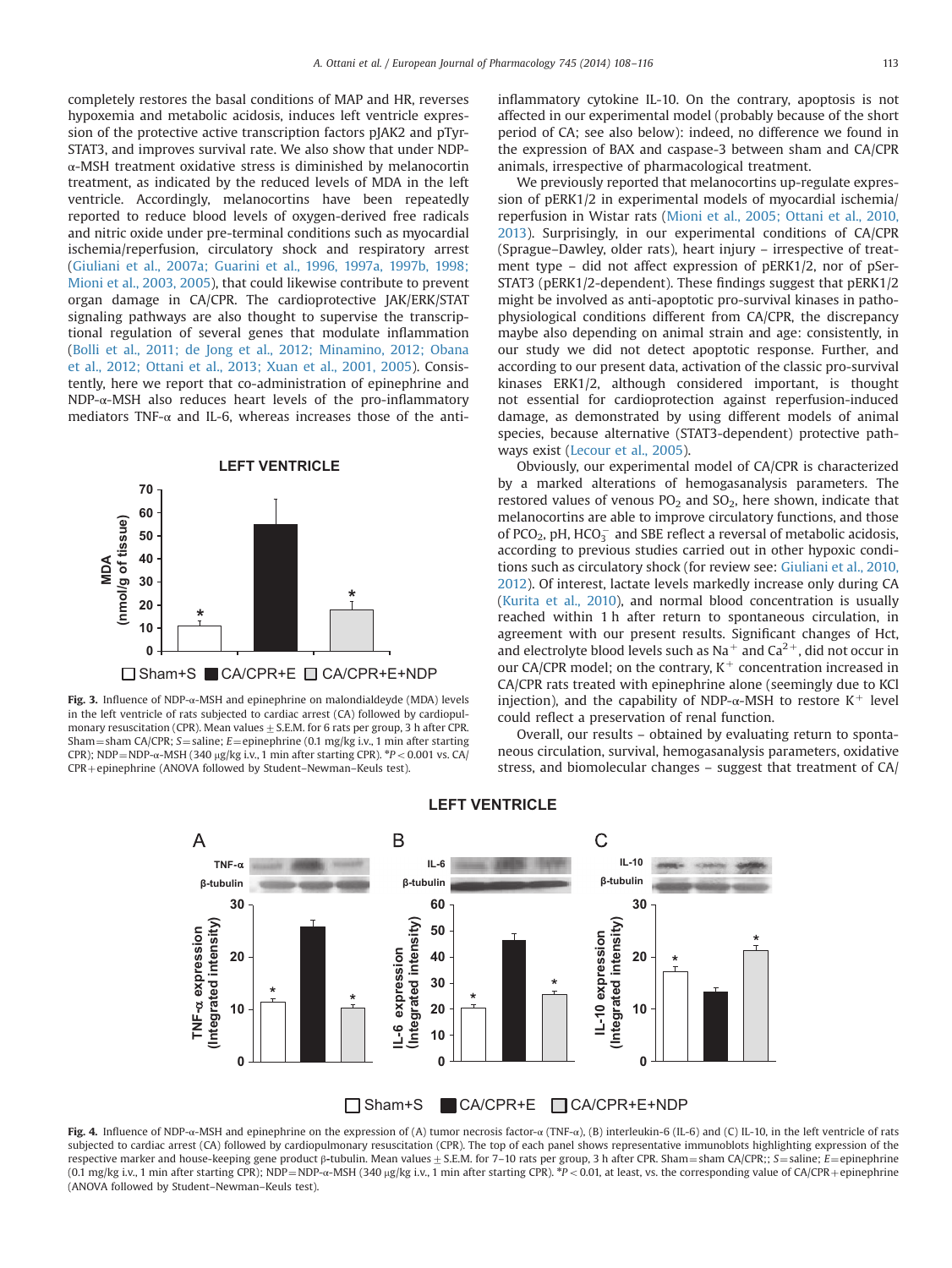completely restores the basal conditions of MAP and HR, reverses hypoxemia and metabolic acidosis, induces left ventricle expression of the protective active transcription factors pJAK2 and pTyr-STAT3, and improves survival rate. We also show that under NDP-α-MSH treatment oxidative stress is diminished by melanocortin treatment, as indicated by the reduced levels of MDA in the left ventricle. Accordingly, melanocortins have been repeatedly reported to reduce blood levels of oxygen-derived free radicals and nitric oxide under pre-terminal conditions such as myocardial ischemia/reperfusion, circulatory shock and respiratory arrest (Giuliani et al., 2007a; Guarini et al., 1996, 1997a, 1997b, 1998; Mioni et al., 2003, 2005), that could likewise contribute to prevent organ damage in CA/CPR. The cardioprotective JAK/ERK/STAT signaling pathways are also thought to supervise the transcriptional regulation of several genes that modulate inflammation (Bolli et al., 2011; de Jong et al., 2012; Minamino, 2012; Obana et al., 2012; Ottani et al., 2013; Xuan et al., 2001, 2005). Consistently, here we report that co-administration of epinephrine and NDP-α-MSH also reduces heart levels of the pro-inflammatory mediators TNF-α and IL-6, whereas increases those of the anti-inflammatory cytokine IL-10. On the contrary, apoptosis is not affected in our experimental model (probably because of the short period of CA; see also below): indeed, no difference we found in the expression of BAX and caspase-3 between sham and CA/CPR animals, irrespective of pharmacological treatment.

**Fig. 3.** Influence of NDP-α-MSH and epinephrine on malondialdeyde (MDA) levels in the left ventricle of rats subjected to cardiac arrest (CA) followed by cardiopulmonary resuscitation (CPR). Mean values ± S.E.M. for 6 rats per group, 3 h after CPR. Sham = sham CA/CPR; S = saline; E = epinephrine (0.1 mg/kg i.v., 1 min after starting CPR); NDP = NDP-α-MSH (340 μg/kg i.v., 1 min after starting CPR). *$P < 0.001$ vs. CA/CPR + epinephrine (ANOVA followed by Student–Newman–Keuls test).

We previously reported that melanocortins up-regulate expression of pERK1/2 in experimental models of myocardial ischemia/reperfusion in Wistar rats (Mioni et al., 2005; Ottani et al., 2010, 2013). Surprisingly, in our experimental conditions of CA/CPR (Sprague–Dawley, older rats), heart injury – irrespective of treatment type – did not affect expression of pERK1/2, nor of pSer-STAT3 (pERK1/2-dependent). These findings suggest that pERK1/2 might be involved as anti-apoptotic pro-survival kinases in pathophysiological conditions different from CA/CPR, the discrepancy maybe also depending on animal strain and age: consistently, in our study we did not detect apoptotic response. Further, and according to our present data, activation of the classic pro-survival kinases ERK1/2, although considered important, is thought not essential for cardioprotection against reperfusion-induced damage, as demonstrated by using different models of animal species, because alternative (STAT3-dependent) protective pathways exist (Lecour et al., 2005).

Obviously, our experimental model of CA/CPR is characterized by a marked alterations of hemogasanalysis parameters. The restored values of venous $PO_2$ and $SO_2$, here shown, indicate that melanocortins are able to improve circulatory functions, and those of $PCO_2$, pH, $HCO_3^-$ and SBE reflect a reversal of metabolic acidosis, according to previous studies carried out in other hypoxic conditions such as circulatory shock (for review see: Giuliani et al., 2010, 2012). Of interest, lactate levels markedly increase only during CA (Kurita et al., 2010), and normal blood concentration is usually reached within 1 h after return to spontaneous circulation, in agreement with our present results. Significant changes of Hct, and electrolyte blood levels such as $Na^+$ and $Ca^{2+}$, did not occur in our CA/CPR model; on the contrary, $K^+$ concentration increased in CA/CPR rats treated with epinephrine alone (seemingly due to KCl injection), and the capability of NDP-α-MSH to restore $K^+$ level could reflect a preservation of renal function.

Overall, our results – obtained by evaluating return to spontaneous circulation, survival, hemogasanalysis parameters, oxidative stress, and biomolecular changes – suggest that treatment of CA/

**Fig. 4.** Influence of NDP-α-MSH and epinephrine on the expression of (A) tumor necrosis factor-α (TNF-α), (B) interleukin-6 (IL-6) and (C) IL-10, in the left ventricle of rats subjected to cardiac arrest (CA) followed by cardiopulmonary resuscitation (CPR). The top of each panel shows representative immunoblots highlighting expression of the respective marker and house-keeping gene product β-tubulin. Mean values ± S.E.M. for 7–10 rats per group, 3 h after CPR. Sham = sham CA/CPR;; S = saline; E = epinephrine (0.1 mg/kg i.v., 1 min after starting CPR); NDP = NDP-α-MSH (340 μg/kg i.v., 1 min after starting CPR). *$P < 0.01$, at least, vs. the corresponding value of CA/CPR + epinephrine (ANOVA followed by Student–Newman–Keuls test).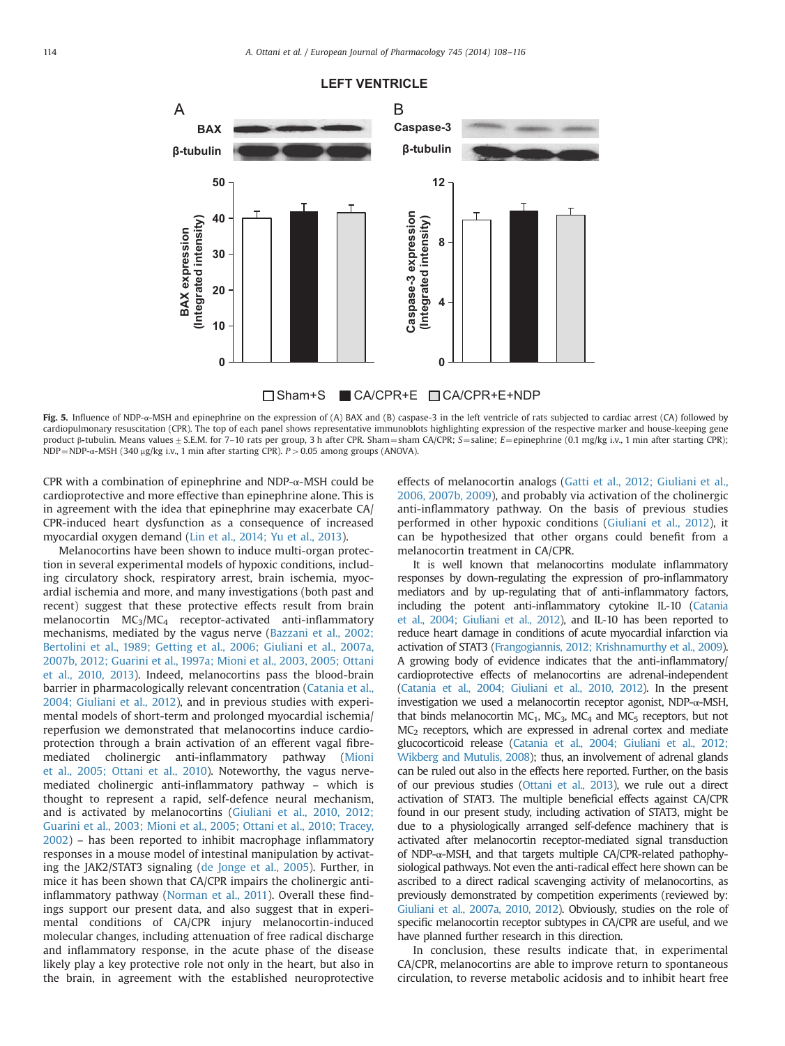**LEFT VENTRICLE**

**Fig. 5.** Influence of NDP-α-MSH and epinephrine on the expression of (A) BAX and (B) caspase-3 in the left ventricle of rats subjected to cardiac arrest (CA) followed by cardiopulmonary resuscitation (CPR). The top of each panel shows representative immunoblots highlighting expression of the respective marker and house-keeping gene product β-tubulin. Means values ± S.E.M. for 7–10 rats per group, 3 h after CPR. Sham = sham CA/CPR; S = saline; E = epinephrine (0.1 mg/kg i.v., 1 min after starting CPR); NDP = NDP-α-MSH (340 μg/kg i.v., 1 min after starting CPR). $P > 0.05$ among groups (ANOVA).

CPR with a combination of epinephrine and NDP-α-MSH could be cardioprotective and more effective than epinephrine alone. This is in agreement with the idea that epinephrine may exacerbate CA/CPR-induced heart dysfunction as a consequence of increased myocardial oxygen demand (Lin et al., 2014; Yu et al., 2013).

Melanocortins have been shown to induce multi-organ protection in several experimental models of hypoxic conditions, including circulatory shock, respiratory arrest, brain ischemia, myocardial ischemia and more, and many investigations (both past and recent) suggest that these protective effects result from brain melanocortin $MC_3$/$MC_4$ receptor-activated anti-inflammatory mechanisms, mediated by the vagus nerve (Bazzani et al., 2002; Bertolini et al., 1989; Getting et al., 2006; Giuliani et al., 2007a, 2007b, 2012; Guarini et al., 1997a; Mioni et al., 2003, 2005; Ottani et al., 2010, 2013). Indeed, melanocortins pass the blood-brain barrier in pharmacologically relevant concentration (Catania et al., 2004; Giuliani et al., 2012), and in previous studies with experimental models of short-term and prolonged myocardial ischemia/reperfusion we demonstrated that melanocortins induce cardioprotection through a brain activation of an efferent vagal fibre-mediated cholinergic anti-inflammatory pathway (Mioni et al., 2005; Ottani et al., 2010). Noteworthy, the vagus nerve-mediated cholinergic anti-inflammatory pathway – which is thought to represent a rapid, self-defence neural mechanism, and is activated by melanocortins (Giuliani et al., 2010, 2012; Guarini et al., 2003; Mioni et al., 2005; Ottani et al., 2010; Tracey, 2002) – has been reported to inhibit macrophage inflammatory responses in a mouse model of intestinal manipulation by activating the JAK2/STAT3 signaling (de Jonge et al., 2005). Further, in mice it has been shown that CA/CPR impairs the cholinergic anti-inflammatory pathway (Norman et al., 2011). Overall these findings support our present data, and also suggest that in experimental conditions of CA/CPR injury melanocortin-induced molecular changes, including attenuation of free radical discharge and inflammatory response, in the acute phase of the disease likely play a key protective role not only in the heart, but also in the brain, in agreement with the established neuroprotective effects of melanocortin analogs (Gatti et al., 2012; Giuliani et al., 2006, 2007b, 2009), and probably via activation of the cholinergic anti-inflammatory pathway. On the basis of previous studies performed in other hypoxic conditions (Giuliani et al., 2012), it can be hypothesized that other organs could benefit from a melanocortin treatment in CA/CPR.

It is well known that melanocortins modulate inflammatory responses by down-regulating the expression of pro-inflammatory mediators and by up-regulating that of anti-inflammatory factors, including the potent anti-inflammatory cytokine IL-10 (Catania et al., 2004; Giuliani et al., 2012), and IL-10 has been reported to reduce heart damage in conditions of acute myocardial infarction via activation of STAT3 (Frangogiannis, 2012; Krishnamurthy et al., 2009). A growing body of evidence indicates that the anti-inflammatory/cardioprotective effects of melanocortins are adrenal-independent (Catania et al., 2004; Giuliani et al., 2010, 2012). In the present investigation we used a melanocortin receptor agonist, NDP-α-MSH, that binds melanocortin $MC_1$, $MC_3$, $MC_4$ and $MC_5$ receptors, but not $MC_2$ receptors, which are expressed in adrenal cortex and mediate glucocorticoid release (Catania et al., 2004; Giuliani et al., 2012; Wikberg and Mutulis, 2008); thus, an involvement of adrenal glands can be ruled out also in the effects here reported. Further, on the basis of our previous studies (Ottani et al., 2013), we rule out a direct activation of STAT3. The multiple beneficial effects against CA/CPR found in our present study, including activation of STAT3, might be due to a physiologically arranged self-defence machinery that is activated after melanocortin receptor-mediated signal transduction of NDP-α-MSH, and that targets multiple CA/CPR-related pathophysiological pathways. Not even the anti-radical effect here shown can be ascribed to a direct radical scavenging activity of melanocortins, as previously demonstrated by competition experiments (reviewed by: Giuliani et al., 2007a, 2010, 2012). Obviously, studies on the role of specific melanocortin receptor subtypes in CA/CPR are useful, and we have planned further research in this direction.

In conclusion, these results indicate that, in experimental CA/CPR, melanocortins are able to improve return to spontaneous circulation, to reverse metabolic acidosis and to inhibit heart free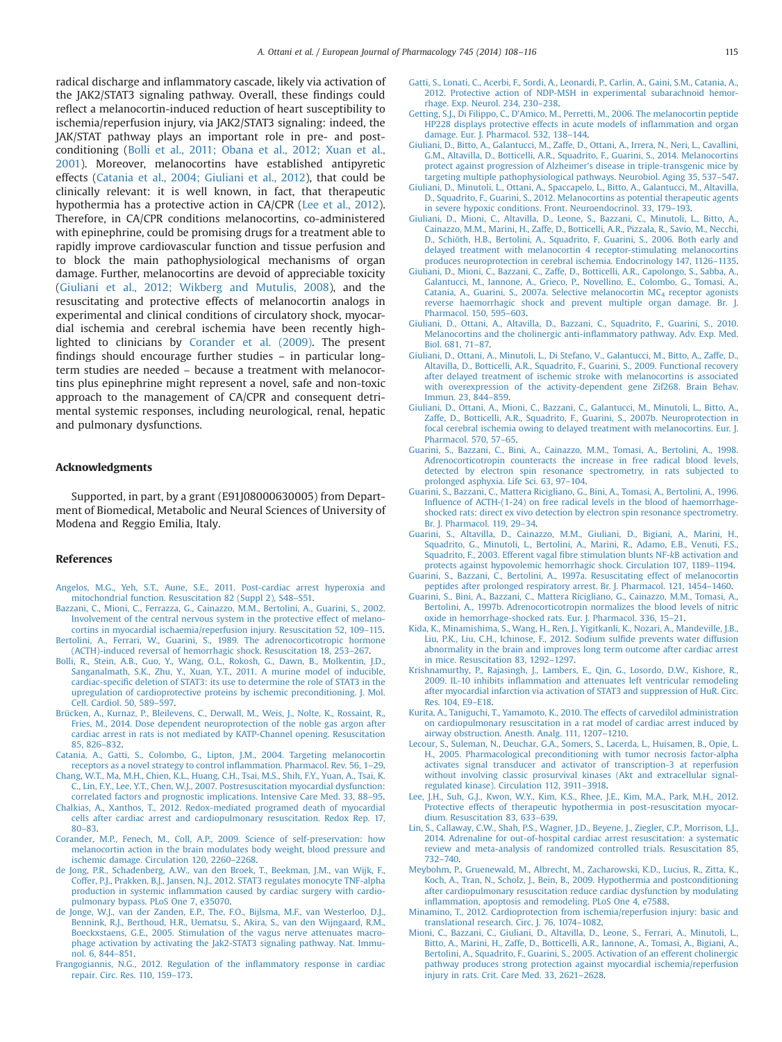radical discharge and inflammatory cascade, likely via activation of the JAK2/STAT3 signaling pathway. Overall, these findings could reflect a melanocortin-induced reduction of heart susceptibility to ischemia/reperfusion injury, via JAK2/STAT3 signaling: indeed, the JAK/STAT pathway plays an important role in pre- and post-conditioning (Bolli et al., 2011; Obana et al., 2012; Xuan et al., 2001). Moreover, melanocortins have established antipyretic effects (Catania et al., 2004; Giuliani et al., 2012), that could be clinically relevant: it is well known, in fact, that therapeutic hypothermia has a protective action in CA/CPR (Lee et al., 2012). Therefore, in CA/CPR conditions melanocortins, co-administered with epinephrine, could be promising drugs for a treatment able to rapidly improve cardiovascular function and tissue perfusion and to block the main pathophysiological mechanisms of organ damage. Further, melanocortins are devoid of appreciable toxicity (Giuliani et al., 2012; Wikberg and Mutulis, 2008), and the resuscitating and protective effects of melanocortin analogs in experimental and clinical conditions of circulatory shock, myocardial ischemia and cerebral ischemia have been recently highlighted to clinicians by Corander et al. (2009). The present findings should encourage further studies – in particular long-term studies are needed – because a treatment with melanocortins plus epinephrine might represent a novel, safe and non-toxic approach to the management of CA/CPR and consequent detrimental systemic responses, including neurological, renal, hepatic and pulmonary dysfunctions.

## Acknowledgments

Supported, in part, by a grant (E91J08000630005) from Department of Biomedical, Metabolic and Neural Sciences of University of Modena and Reggio Emilia, Italy.

## References

Angelos, M.G., Yeh, S.T., Aune, S.E., 2011. Post-cardiac arrest hyperoxia and mitochondrial function. Resuscitation 82 (Suppl 2), S48–S51.

Bazzani, C., Mioni, C., Ferrazza, G., Cainazzo, M.M., Bertolini, A., Guarini, S., 2002. Involvement of the central nervous system in the protective effect of melanocortins in myocardial ischaemia/reperfusion injury. Resuscitation 52, 109–115.

Bertolini, A., Ferrari, W., Guarini, S., 1989. The adrenocorticotropic hormone (ACTH)-induced reversal of hemorrhagic shock. Resuscitation 18, 253–267.

Bolli, R., Stein, A.B., Guo, Y., Wang, O.L., Rokosh, G., Dawn, B., Molkentin, J.D., Sanganalmath, S.K., Zhu, Y., Xuan, Y.T., 2011. A murine model of inducible, cardiac-specific deletion of STAT3: its use to determine the role of STAT3 in the upregulation of cardioprotective proteins by ischemic preconditioning. J. Mol. Cell. Cardiol. 50, 589–597.

Brücken, A., Kurnaz, P., Bleilevens, C., Derwall, M., Weis, J., Nolte, K., Rossaint, R., Fries, M., 2014. Dose dependent neuroprotection of the noble gas argon after cardiac arrest in rats is not mediated by KATP-Channel opening. Resuscitation 85, 826–832.

Catania, A., Gatti, S., Colombo, G., Lipton, J.M., 2004. Targeting melanocortin receptors as a novel strategy to control inflammation. Pharmacol. Rev. 56, 1–29.

Chang, W.T., Ma, M.H., Chien, K.L., Huang, C.H., Tsai, M.S., Shih, F.Y., Yuan, A., Tsai, K. C., Lin, F.Y., Lee, Y.T., Chen, W.J., 2007. Postresuscitation myocardial dysfunction: correlated factors and prognostic implications. Intensive Care Med. 33, 88–95.

Chalkias, A., Xanthos, T., 2012. Redox-mediated programed death of myocardial cells after cardiac arrest and cardiopulmonary resuscitation. Redox Rep. 17, 80–83.

Corander, M.P., Fenech, M., Coll, A.P., 2009. Science of self-preservation: how melanocortin action in the brain modulates body weight, blood pressure and ischemic damage. Circulation 120, 2260–2268.

de Jong, P.R., Schadenberg, A.W., van den Broek, T., Beekman, J.M., van Wijk, F., Coffer, P.J., Prakken, B.J., Jansen, N.J., 2012. STAT3 regulates monocyte TNF-alpha production in systemic inflammation caused by cardiac surgery with cardiopulmonary bypass. PLoS One 7, e35070.

de Jonge, W.J., van der Zanden, E.P., The, F.O., Bijlsma, M.F., van Westerloo, D.J., Bennink, R.J., Berthoud, H.R., Uematsu, S., Akira, S., van den Wijngaard, R.M., Boeckxstaens, G.E., 2005. Stimulation of the vagus nerve attenuates macrophage activation by activating the Jak2-STAT3 signaling pathway. Nat. Immunol. 6, 844–851.

Frangogiannis, N.G., 2012. Regulation of the inflammatory response in cardiac repair. Circ. Res. 110, 159–173.

Gatti, S., Lonati, C., Acerbi, F., Sordi, A., Leonardi, P., Carlin, A., Gaini, S.M., Catania, A., 2012. Protective action of NDP-MSH in experimental subarachnoid hemorrhage. Exp. Neurol. 234, 230–238.

Getting, S.J., Di Filippo, C., D'Amico, M., Perretti, M., 2006. The melanocortin peptide HP228 displays protective effects in acute models of inflammation and organ damage. Eur. J. Pharmacol. 532, 138–144.

Giuliani, D., Bitto, A., Galantucci, M., Zaffe, D., Ottani, A., Irrera, N., Neri, L., Cavallini, G.M., Altavilla, D., Botticelli, A.R., Squadrito, F., Guarini, S., 2014. Melanocortins protect against progression of Alzheimer's disease in triple-transgenic mice by targeting multiple pathophysiological pathways. Neurobiol. Aging 35, 537–547.

Giuliani, D., Minutoli, L., Ottani, A., Spaccapelo, L., Bitto, A., Galantucci, M., Altavilla, D., Squadrito, F., Guarini, S., 2012. Melanocortins as potential therapeutic agents in severe hypoxic conditions. Front. Neuroendocrinol. 33, 179–193.

Giuliani, D., Mioni, C., Altavilla, D., Leone, S., Bazzani, C., Minutoli, L., Bitto, A., Cainazzo, M.M., Marini, H., Zaffe, D., Botticelli, A.R., Pizzala, R., Savio, M., Necchi, D., Schiöth, H.B., Bertolini, A., Squadrito, F, Guarini, S., 2006. Both early and delayed treatment with melanocortin 4 receptor-stimulating melanocortins produces neuroprotection in cerebral ischemia. Endocrinology 147, 1126–1135.

Giuliani, D., Mioni, C., Bazzani, C., Zaffe, D., Botticelli, A.R., Capolongo, S., Sabba, A., Galantucci, M., Iannone, A., Grieco, P., Novellino, E., Colombo, G., Tomasi, A., Catania, A., Guarini, S., 2007a. Selective melanocortin $MC_4$ receptor agonists reverse haemorrhagic shock and prevent multiple organ damage. Br. J. Pharmacol. 150, 595–603.

Giuliani, D., Ottani, A., Altavilla, D., Bazzani, C., Squadrito, F., Guarini, S., 2010. Melanocortins and the cholinergic anti-inflammatory pathway. Adv. Exp. Med. Biol. 681, 71–87.

Giuliani, D., Ottani, A., Minutoli, L., Di Stefano, V., Galantucci, M., Bitto, A., Zaffe, D., Altavilla, D., Botticelli, A.R., Squadrito, F., Guarini, S., 2009. Functional recovery after delayed treatment of ischemic stroke with melanocortins is associated with overexpression of the activity-dependent gene Zif268. Brain Behav. Immun. 23, 844–859.

Giuliani, D., Ottani, A., Mioni, C., Bazzani, C., Galantucci, M., Minutoli, L., Bitto, A., Zaffe, D., Botticelli, A.R., Squadrito, F., Guarini, S., 2007b. Neuroprotection in focal cerebral ischemia owing to delayed treatment with melanocortins. Eur. J. Pharmacol. 570, 57–65.

Guarini, S., Bazzani, C., Bini, A., Cainazzo, M.M., Tomasi, A., Bertolini, A., 1998. Adrenocorticotropin counteracts the increase in free radical blood levels, detected by electron spin resonance spectrometry, in rats subjected to prolonged asphyxia. Life Sci. 63, 97–104.

Guarini, S., Bazzani, C., Mattera Ricigliano, G., Bini, A., Tomasi, A., Bertolini, A., 1996. Influence of ACTH-(1-24) on free radical levels in the blood of haemorrhage-shocked rats: direct ex vivo detection by electron spin resonance spectrometry. Br. J. Pharmacol. 119, 29–34.

Guarini, S., Altavilla, D., Cainazzo, M.M., Giuliani, D., Bigiani, A., Marini, H., Squadrito, G., Minutoli, L., Bertolini, A., Marini, R., Adamo, E.B., Venuti, F.S., Squadrito, F., 2003. Efferent vagal fibre stimulation blunts NF-*k*B activation and protects against hypovolemic hemorrhagic shock. Circulation 107, 1189–1194.

Guarini, S., Bazzani, C., Bertolini, A., 1997a. Resuscitating effect of melanocortin peptides after prolonged respiratory arrest. Br. J. Pharmacol. 121, 1454–1460.

Guarini, S., Bini, A., Bazzani, C., Mattera Ricigliano, G., Cainazzo, M.M., Tomasi, A., Bertolini, A., 1997b. Adrenocorticotropin normalizes the blood levels of nitric oxide in hemorrhage-shocked rats. Eur. J. Pharmacol. 336, 15–21.

Kida, K., Minamishima, S., Wang, H., Ren, J., Yigitkanli, K., Nozari, A., Mandeville, J.B., Liu, P.K., Liu, C.H., Ichinose, F., 2012. Sodium sulfide prevents water diffusion abnormality in the brain and improves long term outcome after cardiac arrest in mice. Resuscitation 83, 1292–1297.

Krishnamurthy, P., Rajasingh, J., Lambers, E., Qin, G., Losordo, D.W., Kishore, R., 2009. IL-10 inhibits inflammation and attenuates left ventricular remodeling after myocardial infarction via activation of STAT3 and suppression of HuR. Circ. Res. 104, E9–E18.

Kurita, A., Taniguchi, T., Yamamoto, K., 2010. The effects of carvedilol administration on cardiopulmonary resuscitation in a rat model of cardiac arrest induced by airway obstruction. Anesth. Analg. 111, 1207–1210.

Lecour, S., Suleman, N., Deuchar, G.A., Somers, S., Lacerda, L., Huisamen, B., Opie, L. H., 2005. Pharmacological preconditioning with tumor necrosis factor-alpha activates signal transducer and activator of transcription-3 at reperfusion without involving classic prosurvival kinases (Akt and extracellular signal-regulated kinase). Circulation 112, 3911–3918.

Lee, J.H., Suh, G.J., Kwon, W.Y., Kim, K.S., Rhee, J.E., Kim, M.A., Park, M.H., 2012. Protective effects of therapeutic hypothermia in post-resuscitation myocardium. Resuscitation 83, 633–639.

Lin, S., Callaway, C.W., Shah, P.S., Wagner, J.D., Beyene, J., Ziegler, C.P., Morrison, L.J., 2014. Adrenaline for out-of-hospital cardiac arrest resuscitation: a systematic review and meta-analysis of randomized controlled trials. Resuscitation 85, 732–740.

Meybohm, P., Gruenewald, M., Albrecht, M., Zacharowski, K.D., Lucius, R., Zitta, K., Koch, A., Tran, N., Scholz, J., Bein, B., 2009. Hypothermia and postconditioning after cardiopulmonary resuscitation reduce cardiac dysfunction by modulating inflammation, apoptosis and remodeling. PLoS One 4, e7588.

Minamino, T., 2012. Cardioprotection from ischemia/reperfusion injury: basic and translational research. Circ. J. 76, 1074–1082.

Mioni, C., Bazzani, C., Giuliani, D., Altavilla, D., Leone, S., Ferrari, A., Minutoli, L., Bitto, A., Marini, H., Zaffe, D., Botticelli, A.R., Iannone, A., Tomasi, A., Bigiani, A., Bertolini, A., Squadrito, F., Guarini, S., 2005. Activation of an efferent cholinergic pathway produces strong protection against myocardial ischemia/reperfusion injury in rats. Crit. Care Med. 33, 2621–2628.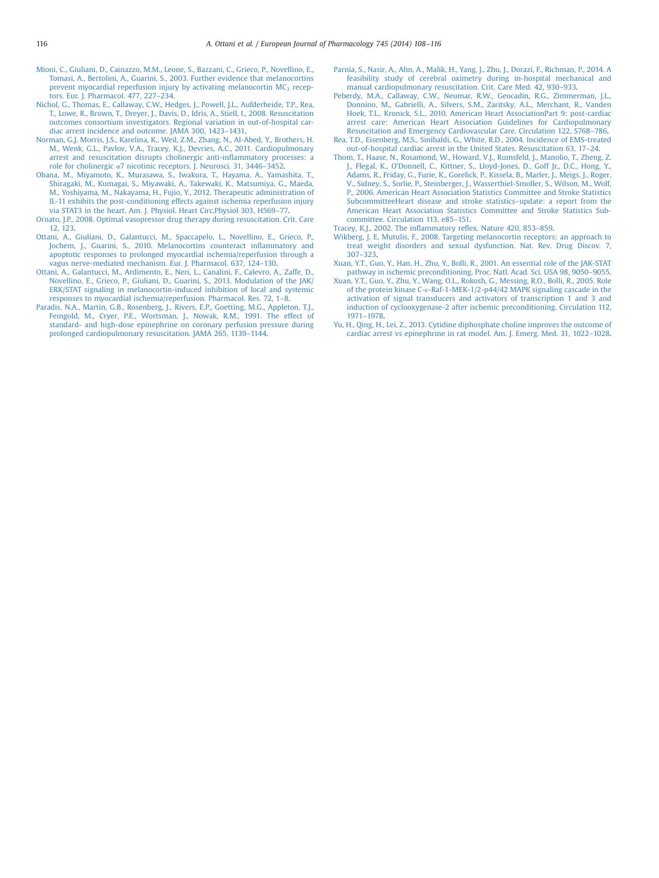Mioni, C., Giuliani, D., Cainazzo, M.M., Leone, S., Bazzani, C., Grieco, P., Novellino, E., Tomasi, A., Bertolini, A., Guarini, S., 2003. Further evidence that melanocortins prevent myocardial reperfusion injury by activating melanocortin $MC_3$ receptors. Eur. J. Pharmacol. 477, 227–234.

Nichol, G., Thomas, E., Callaway, C.W., Hedges, J., Powell, J.L., Aufderheide, T.P., Rea, T., Lowe, R., Brown, T., Dreyer, J., Davis, D., Idris, A., Stiell, I., 2008. Resuscitation outcomes consortium investigators. Regional variation in out-of-hospital cardiac arrest incidence and outcome. JAMA 300, 1423–1431.

Norman, G.J, Morris, J.S., Karelina, K., Weil, Z.M., Zhang, N., Al-Abed, Y., Brothers, H. M., Wenk, G.L., Pavlov, V.A., Tracey, K.J., Devries, A.C., 2011. Cardiopulmonary arrest and resuscitation disrupts cholinergic anti-inflammatory processes: a role for cholinergic α7 nicotinic receptors. J. Neurosci. 31, 3446–3452.

Obana, M., Miyamoto, K., Murasawa, S., Iwakura, T., Hayama, A., Yamashita, T., Shiragaki, M., Kumagai, S., Miyawaki, A., Takewaki, K., Matsumiya, G., Maeda, M., Yoshiyama, M., Nakayama, H., Fujio, Y., 2012. Therapeutic administration of IL-11 exhibits the post-conditioning effects against ischemia reperfusion injury via STAT3 in the heart. Am. J. Physiol. Heart Circ.Physiol 303, H569–77.

Ornato, J.P., 2008. Optimal vasopressor drug therapy during resuscitation. Crit. Care 12, 123.

Ottani, A., Giuliani, D., Galantucci, M., Spaccapelo, L., Novellino, E., Grieco, P., Jochem, J., Guarini, S., 2010. Melanocortins counteract inflammatory and apoptotic responses to prolonged myocardial ischemia/reperfusion through a vagus nerve-mediated mechanism. Eur. J. Pharmacol. 637, 124–130.

Ottani, A., Galantucci, M., Ardimento, E., Neri, L., Canalini, F., Calevro, A., Zaffe, D., Novellino, E., Grieco, P., Giuliani, D., Guarini, S., 2013. Modulation of the JAK/ERK/STAT signaling in melanocortin-induced inhibition of local and systemic responses to myocardial ischemia/reperfusion. Pharmacol. Res. 72, 1–8.

Paradis, N.A., Martin, G.B., Rosenberg, J., Rivers, E.P., Goetting, M.G., Appleton, T.J., Feingold, M., Cryer, P.E., Wortsman, J., Nowak, R.M., 1991. The effect of standard- and high-dose epinephrine on coronary perfusion pressure during prolonged cardiopulmonary resuscitation. JAMA 265, 1139–1144.

Parnia, S., Nasir, A., Ahn, A., Malik, H., Yang, J., Zhu, J., Dorazi, F., Richman, P., 2014. A feasibility study of cerebral oximetry during in-hospital mechanical and manual cardiopulmonary resuscitation. Crit. Care Med. 42, 930–933.

Peberdy, M.A., Callaway, C.W., Neumar, R.W., Geocadin, R.G., Zimmerman, J.L., Donnino, M., Gabrielli, A., Silvers, S.M., Zaritsky, A.L., Merchant, R., Vanden Hoek, T.L., Kronick, S.L., 2010. American Heart AssociationPart 9: post-cardiac arrest care: American Heart Association Guidelines for Cardiopulmonary Resuscitation and Emergency Cardiovascular Care. Circulation 122, S768–786.

Rea, T.D., Eisenberg, M.S., Sinibaldi, G., White, R.D., 2004. Incidence of EMS-treated out-of-hospital cardiac arrest in the United States. Resuscitation 63, 17–24.

Thom, T., Haase, N., Rosamond, W., Howard, V.J., Rumsfeld, J., Manolio, T., Zheng, Z. J., Flegal, K., O'Donnell, C., Kittner, S., Lloyd-Jones, D., Goff Jr., D.C., Hong, Y., Adams, R., Friday, G., Furie, K., Gorelick, P., Kissela, B., Marler, J., Meigs, J., Roger, V., Sidney, S., Sorlie, P., Steinberger, J., Wasserthiel-Smoller, S., Wilson, M., Wolf, P., 2006. American Heart Association Statistics Committee and Stroke Statistics SubcommitteeHeart disease and stroke statistics–update: a report from the American Heart Association Statistics Committee and Stroke Statistics Subcommittee. Circulation 113, e85–151.

Tracey, K.J., 2002. The inflammatory reflex. Nature 420, 853–859.

Wikberg, J. E, Mutulis, F., 2008. Targeting melanocortin receptors: an approach to treat weight disorders and sexual dysfunction. Nat. Rev. Drug Discov. 7, 307–323.

Xuan, Y.T., Guo, Y., Han, H., Zhu, Y., Bolli, R., 2001. An essential role of the JAK-STAT pathway in ischemic preconditioning. Proc. Natl. Acad. Sci. USA 98, 9050–9055.

Xuan, Y.T., Guo, Y., Zhu, Y., Wang, O.L., Rokosh, G., Messing, R.O., Bolli, R., 2005. Role of the protein kinase C-ε-Raf-1-MEK-1/2-p44/42 MAPK signaling cascade in the activation of signal transducers and activators of transcription 1 and 3 and induction of cyclooxygenase-2 after ischemic preconditioning. Circulation 112, 1971–1978.

Yu, H., Qing, H., Lei, Z., 2013. Cytidine diphosphate choline improves the outcome of cardiac arrest vs epinephrine in rat model. Am. J. Emerg. Med. 31, 1022–1028.